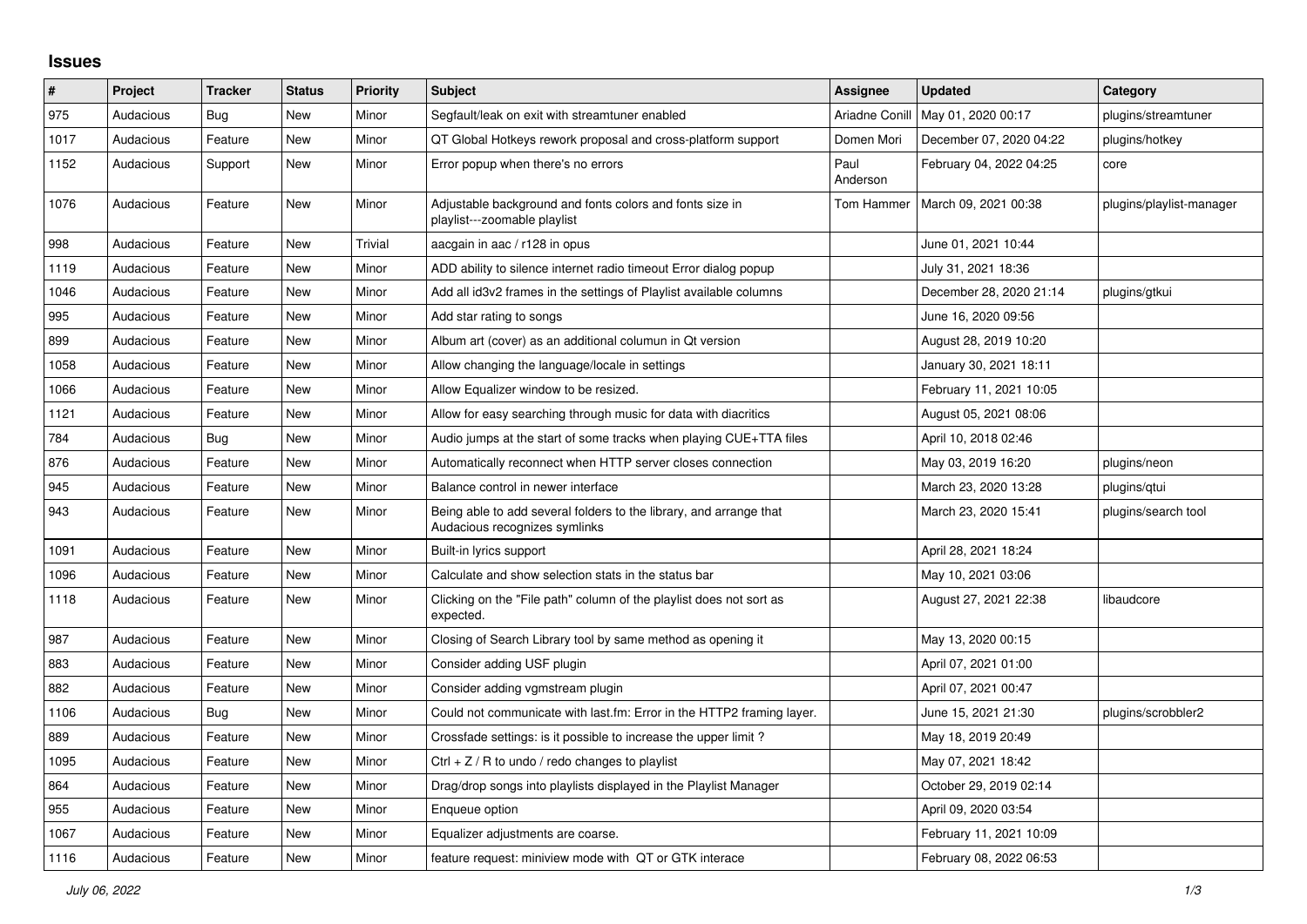# Issues

| # | Project | Tracker | Status | Priority | Subject | Assignee | Updated | Category |
|---|---|---|---|---|---|---|---|---|
| 975 | Audacious | Bug | New | Minor | Segfault/leak on exit with streamtuner enabled | Ariadne Conill | May 01, 2020 00:17 | plugins/streamtuner |
| 1017 | Audacious | Feature | New | Minor | QT Global Hotkeys rework proposal and cross-platform support | Domen Mori | December 07, 2020 04:22 | plugins/hotkey |
| 1152 | Audacious | Support | New | Minor | Error popup when there's no errors | Paul Anderson | February 04, 2022 04:25 | core |
| 1076 | Audacious | Feature | New | Minor | Adjustable background and fonts colors and fonts size in playlist---zoomable playlist | Tom Hammer | March 09, 2021 00:38 | plugins/playlist-manager |
| 998 | Audacious | Feature | New | Trivial | aacgain in aac / r128 in opus | | June 01, 2021 10:44 | |
| 1119 | Audacious | Feature | New | Minor | ADD ability to silence internet radio timeout Error dialog popup | | July 31, 2021 18:36 | |
| 1046 | Audacious | Feature | New | Minor | Add all id3v2 frames in the settings of Playlist available columns | | December 28, 2020 21:14 | plugins/gtkui |
| 995 | Audacious | Feature | New | Minor | Add star rating to songs | | June 16, 2020 09:56 | |
| 899 | Audacious | Feature | New | Minor | Album art (cover) as an additional columun in Qt version | | August 28, 2019 10:20 | |
| 1058 | Audacious | Feature | New | Minor | Allow changing the language/locale in settings | | January 30, 2021 18:11 | |
| 1066 | Audacious | Feature | New | Minor | Allow Equalizer window to be resized. | | February 11, 2021 10:05 | |
| 1121 | Audacious | Feature | New | Minor | Allow for easy searching through music for data with diacritics | | August 05, 2021 08:06 | |
| 784 | Audacious | Bug | New | Minor | Audio jumps at the start of some tracks when playing CUE+TTA files | | April 10, 2018 02:46 | |
| 876 | Audacious | Feature | New | Minor | Automatically reconnect when HTTP server closes connection | | May 03, 2019 16:20 | plugins/neon |
| 945 | Audacious | Feature | New | Minor | Balance control in newer interface | | March 23, 2020 13:28 | plugins/qtui |
| 943 | Audacious | Feature | New | Minor | Being able to add several folders to the library, and arrange that Audacious recognizes symlinks | | March 23, 2020 15:41 | plugins/search tool |
| 1091 | Audacious | Feature | New | Minor | Built-in lyrics support | | April 28, 2021 18:24 | |
| 1096 | Audacious | Feature | New | Minor | Calculate and show selection stats in the status bar | | May 10, 2021 03:06 | |
| 1118 | Audacious | Feature | New | Minor | Clicking on the "File path" column of the playlist does not sort as expected. | | August 27, 2021 22:38 | libaudcore |
| 987 | Audacious | Feature | New | Minor | Closing of Search Library tool by same method as opening it | | May 13, 2020 00:15 | |
| 883 | Audacious | Feature | New | Minor | Consider adding USF plugin | | April 07, 2021 01:00 | |
| 882 | Audacious | Feature | New | Minor | Consider adding vgmstream plugin | | April 07, 2021 00:47 | |
| 1106 | Audacious | Bug | New | Minor | Could not communicate with last.fm: Error in the HTTP2 framing layer. | | June 15, 2021 21:30 | plugins/scrobbler2 |
| 889 | Audacious | Feature | New | Minor | Crossfade settings: is it possible to increase the upper limit ? | | May 18, 2019 20:49 | |
| 1095 | Audacious | Feature | New | Minor | Ctrl + Z / R to undo / redo changes to playlist | | May 07, 2021 18:42 | |
| 864 | Audacious | Feature | New | Minor | Drag/drop songs into playlists displayed in the Playlist Manager | | October 29, 2019 02:14 | |
| 955 | Audacious | Feature | New | Minor | Enqueue option | | April 09, 2020 03:54 | |
| 1067 | Audacious | Feature | New | Minor | Equalizer adjustments are coarse. | | February 11, 2021 10:09 | |
| 1116 | Audacious | Feature | New | Minor | feature request: miniview mode with QT or GTK interace | | February 08, 2022 06:53 | |

*July 06, 2022*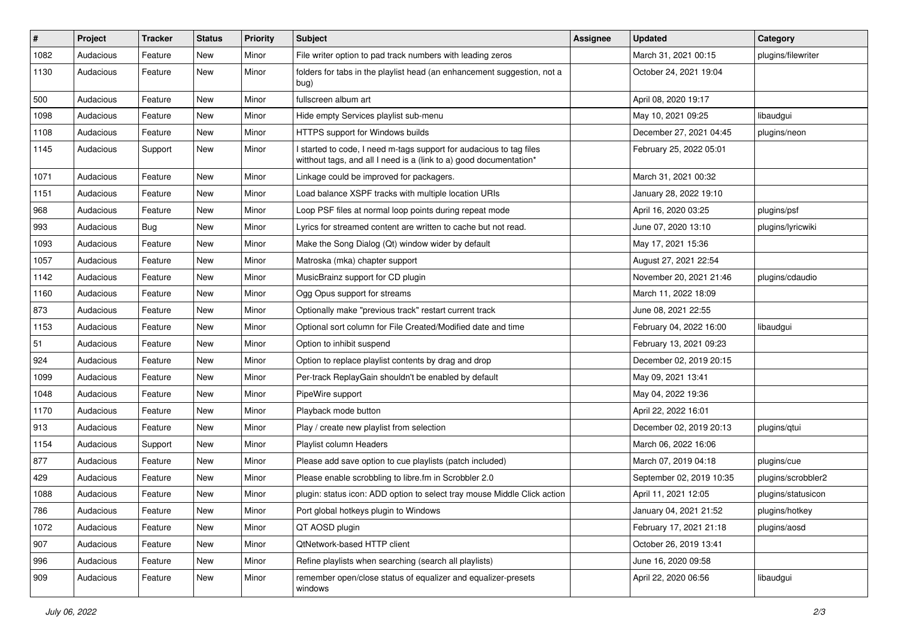| # | Project | Tracker | Status | Priority | Subject | Assignee | Updated | Category |
|---|---|---|---|---|---|---|---|---|
| 1082 | Audacious | Feature | New | Minor | File writer option to pad track numbers with leading zeros | | March 31, 2021 00:15 | plugins/filewriter |
| 1130 | Audacious | Feature | New | Minor | folders for tabs in the playlist head (an enhancement suggestion, not a bug) | | October 24, 2021 19:04 | |
| 500 | Audacious | Feature | New | Minor | fullscreen album art | | April 08, 2020 19:17 | |
| 1098 | Audacious | Feature | New | Minor | Hide empty Services playlist sub-menu | | May 10, 2021 09:25 | libaudgui |
| 1108 | Audacious | Feature | New | Minor | HTTPS support for Windows builds | | December 27, 2021 04:45 | plugins/neon |
| 1145 | Audacious | Support | New | Minor | I started to code, I need m-tags support for audacious to tag files witthout tags, and all I need is a (link to a) good documentation* | | February 25, 2022 05:01 | |
| 1071 | Audacious | Feature | New | Minor | Linkage could be improved for packagers. | | March 31, 2021 00:32 | |
| 1151 | Audacious | Feature | New | Minor | Load balance XSPF tracks with multiple location URIs | | January 28, 2022 19:10 | |
| 968 | Audacious | Feature | New | Minor | Loop PSF files at normal loop points during repeat mode | | April 16, 2020 03:25 | plugins/psf |
| 993 | Audacious | Bug | New | Minor | Lyrics for streamed content are written to cache but not read. | | June 07, 2020 13:10 | plugins/lyricwiki |
| 1093 | Audacious | Feature | New | Minor | Make the Song Dialog (Qt) window wider by default | | May 17, 2021 15:36 | |
| 1057 | Audacious | Feature | New | Minor | Matroska (mka) chapter support | | August 27, 2021 22:54 | |
| 1142 | Audacious | Feature | New | Minor | MusicBrainz support for CD plugin | | November 20, 2021 21:46 | plugins/cdaudio |
| 1160 | Audacious | Feature | New | Minor | Ogg Opus support for streams | | March 11, 2022 18:09 | |
| 873 | Audacious | Feature | New | Minor | Optionally make "previous track" restart current track | | June 08, 2021 22:55 | |
| 1153 | Audacious | Feature | New | Minor | Optional sort column for File Created/Modified date and time | | February 04, 2022 16:00 | libaudgui |
| 51 | Audacious | Feature | New | Minor | Option to inhibit suspend | | February 13, 2021 09:23 | |
| 924 | Audacious | Feature | New | Minor | Option to replace playlist contents by drag and drop | | December 02, 2019 20:15 | |
| 1099 | Audacious | Feature | New | Minor | Per-track ReplayGain shouldn't be enabled by default | | May 09, 2021 13:41 | |
| 1048 | Audacious | Feature | New | Minor | PipeWire support | | May 04, 2022 19:36 | |
| 1170 | Audacious | Feature | New | Minor | Playback mode button | | April 22, 2022 16:01 | |
| 913 | Audacious | Feature | New | Minor | Play / create new playlist from selection | | December 02, 2019 20:13 | plugins/qtui |
| 1154 | Audacious | Support | New | Minor | Playlist column Headers | | March 06, 2022 16:06 | |
| 877 | Audacious | Feature | New | Minor | Please add save option to cue playlists (patch included) | | March 07, 2019 04:18 | plugins/cue |
| 429 | Audacious | Feature | New | Minor | Please enable scrobbling to libre.fm in Scrobbler 2.0 | | September 02, 2019 10:35 | plugins/scrobbler2 |
| 1088 | Audacious | Feature | New | Minor | plugin: status icon: ADD option to select tray mouse Middle Click action | | April 11, 2021 12:05 | plugins/statusicon |
| 786 | Audacious | Feature | New | Minor | Port global hotkeys plugin to Windows | | January 04, 2021 21:52 | plugins/hotkey |
| 1072 | Audacious | Feature | New | Minor | QT AOSD plugin | | February 17, 2021 21:18 | plugins/aosd |
| 907 | Audacious | Feature | New | Minor | QtNetwork-based HTTP client | | October 26, 2019 13:41 | |
| 996 | Audacious | Feature | New | Minor | Refine playlists when searching (search all playlists) | | June 16, 2020 09:58 | |
| 909 | Audacious | Feature | New | Minor | remember open/close status of equalizer and equalizer-presets windows | | April 22, 2020 06:56 | libaudgui |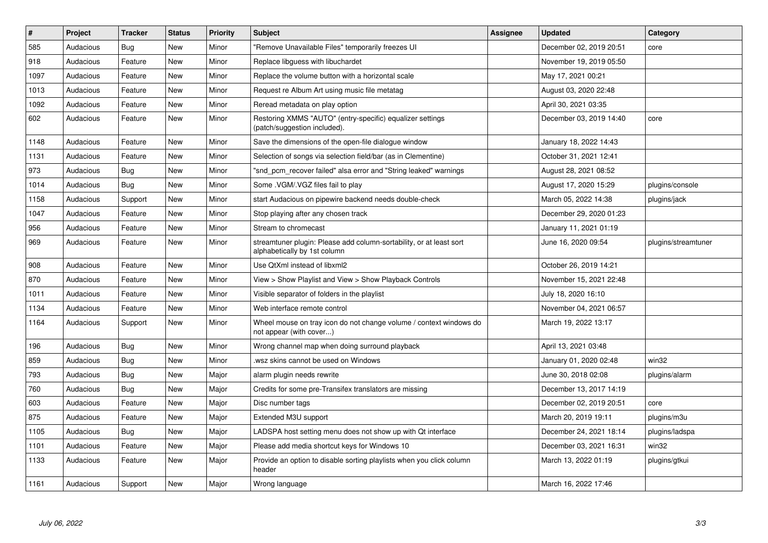| # | Project | Tracker | Status | Priority | Subject | Assignee | Updated | Category |
| --- | --- | --- | --- | --- | --- | --- | --- | --- |
| 585 | Audacious | Bug | New | Minor | "Remove Unavailable Files" temporarily freezes UI | | December 02, 2019 20:51 | core |
| 918 | Audacious | Feature | New | Minor | Replace libguess with libuchardet | | November 19, 2019 05:50 | |
| 1097 | Audacious | Feature | New | Minor | Replace the volume button with a horizontal scale | | May 17, 2021 00:21 | |
| 1013 | Audacious | Feature | New | Minor | Request re Album Art using music file metatag | | August 03, 2020 22:48 | |
| 1092 | Audacious | Feature | New | Minor | Reread metadata on play option | | April 30, 2021 03:35 | |
| 602 | Audacious | Feature | New | Minor | Restoring XMMS "AUTO" (entry-specific) equalizer settings (patch/suggestion included). | | December 03, 2019 14:40 | core |
| 1148 | Audacious | Feature | New | Minor | Save the dimensions of the open-file dialogue window | | January 18, 2022 14:43 | |
| 1131 | Audacious | Feature | New | Minor | Selection of songs via selection field/bar (as in Clementine) | | October 31, 2021 12:41 | |
| 973 | Audacious | Bug | New | Minor | "snd_pcm_recover failed" alsa error and "String leaked" warnings | | August 28, 2021 08:52 | |
| 1014 | Audacious | Bug | New | Minor | Some .VGM/.VGZ files fail to play | | August 17, 2020 15:29 | plugins/console |
| 1158 | Audacious | Support | New | Minor | start Audacious on pipewire backend needs double-check | | March 05, 2022 14:38 | plugins/jack |
| 1047 | Audacious | Feature | New | Minor | Stop playing after any chosen track | | December 29, 2020 01:23 | |
| 956 | Audacious | Feature | New | Minor | Stream to chromecast | | January 11, 2021 01:19 | |
| 969 | Audacious | Feature | New | Minor | streamtuner plugin: Please add column-sortability, or at least sort alphabetically by 1st column | | June 16, 2020 09:54 | plugins/streamtuner |
| 908 | Audacious | Feature | New | Minor | Use QtXml instead of libxml2 | | October 26, 2019 14:21 | |
| 870 | Audacious | Feature | New | Minor | View > Show Playlist and View > Show Playback Controls | | November 15, 2021 22:48 | |
| 1011 | Audacious | Feature | New | Minor | Visible separator of folders in the playlist | | July 18, 2020 16:10 | |
| 1134 | Audacious | Feature | New | Minor | Web interface remote control | | November 04, 2021 06:57 | |
| 1164 | Audacious | Support | New | Minor | Wheel mouse on tray icon do not change volume / context windows do not appear (with cover...) | | March 19, 2022 13:17 | |
| 196 | Audacious | Bug | New | Minor | Wrong channel map when doing surround playback | | April 13, 2021 03:48 | |
| 859 | Audacious | Bug | New | Minor | .wsz skins cannot be used on Windows | | January 01, 2020 02:48 | win32 |
| 793 | Audacious | Bug | New | Major | alarm plugin needs rewrite | | June 30, 2018 02:08 | plugins/alarm |
| 760 | Audacious | Bug | New | Major | Credits for some pre-Transifex translators are missing | | December 13, 2017 14:19 | |
| 603 | Audacious | Feature | New | Major | Disc number tags | | December 02, 2019 20:51 | core |
| 875 | Audacious | Feature | New | Major | Extended M3U support | | March 20, 2019 19:11 | plugins/m3u |
| 1105 | Audacious | Bug | New | Major | LADSPA host setting menu does not show up with Qt interface | | December 24, 2021 18:14 | plugins/ladspa |
| 1101 | Audacious | Feature | New | Major | Please add media shortcut keys for Windows 10 | | December 03, 2021 16:31 | win32 |
| 1133 | Audacious | Feature | New | Major | Provide an option to disable sorting playlists when you click column header | | March 13, 2022 01:19 | plugins/gtkui |
| 1161 | Audacious | Support | New | Major | Wrong language | | March 16, 2022 17:46 | |

*July 06, 2022*